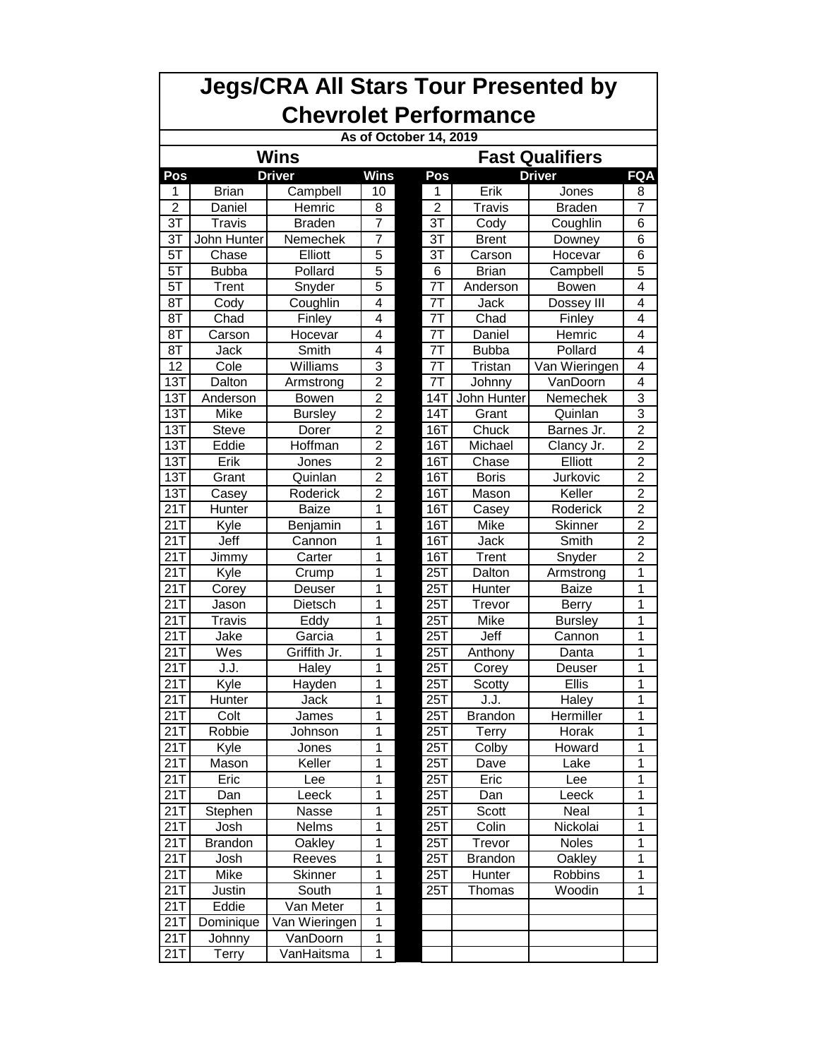# Jegs/CRA All Stars Tour Presented by Chevrolet Performance

**As of October 14, 2019**

## Wins

| Pos | Driver | | Wins |
|---|---|---|---|
| 1 | Brian | Campbell | 10 |
| 2 | Daniel | Hemric | 8 |
| 3T | Travis | Braden | 7 |
| 3T | John Hunter | Nemechek | 7 |
| 5T | Chase | Elliott | 5 |
| 5T | Bubba | Pollard | 5 |
| 5T | Trent | Snyder | 5 |
| 8T | Cody | Coughlin | 4 |
| 8T | Chad | Finley | 4 |
| 8T | Carson | Hocevar | 4 |
| 8T | Jack | Smith | 4 |
| 12 | Cole | Williams | 3 |
| 13T | Dalton | Armstrong | 2 |
| 13T | Anderson | Bowen | 2 |
| 13T | Mike | Bursley | 2 |
| 13T | Steve | Dorer | 2 |
| 13T | Eddie | Hoffman | 2 |
| 13T | Erik | Jones | 2 |
| 13T | Grant | Quinlan | 2 |
| 13T | Casey | Roderick | 2 |
| 21T | Hunter | Baize | 1 |
| 21T | Kyle | Benjamin | 1 |
| 21T | Jeff | Cannon | 1 |
| 21T | Jimmy | Carter | 1 |
| 21T | Kyle | Crump | 1 |
| 21T | Corey | Deuser | 1 |
| 21T | Jason | Dietsch | 1 |
| 21T | Travis | Eddy | 1 |
| 21T | Jake | Garcia | 1 |
| 21T | Wes | Griffith Jr. | 1 |
| 21T | J.J. | Haley | 1 |
| 21T | Kyle | Hayden | 1 |
| 21T | Hunter | Jack | 1 |
| 21T | Colt | James | 1 |
| 21T | Robbie | Johnson | 1 |
| 21T | Kyle | Jones | 1 |
| 21T | Mason | Keller | 1 |
| 21T | Eric | Lee | 1 |
| 21T | Dan | Leeck | 1 |
| 21T | Stephen | Nasse | 1 |
| 21T | Josh | Nelms | 1 |
| 21T | Brandon | Oakley | 1 |
| 21T | Josh | Reeves | 1 |
| 21T | Mike | Skinner | 1 |
| 21T | Justin | South | 1 |
| 21T | Eddie | Van Meter | 1 |
| 21T | Dominique | Van Wieringen | 1 |
| 21T | Johnny | VanDoorn | 1 |
| 21T | Terry | VanHaitsma | 1 |

## Fast Qualifiers

| Pos | Driver | | FQA |
|---|---|---|---|
| 1 | Erik | Jones | 8 |
| 2 | Travis | Braden | 7 |
| 3T | Cody | Coughlin | 6 |
| 3T | Brent | Downey | 6 |
| 3T | Carson | Hocevar | 6 |
| 6 | Brian | Campbell | 5 |
| 7T | Anderson | Bowen | 4 |
| 7T | Jack | Dossey III | 4 |
| 7T | Chad | Finley | 4 |
| 7T | Daniel | Hemric | 4 |
| 7T | Bubba | Pollard | 4 |
| 7T | Tristan | Van Wieringen | 4 |
| 7T | Johnny | VanDoorn | 4 |
| 14T | John Hunter | Nemechek | 3 |
| 14T | Grant | Quinlan | 3 |
| 16T | Chuck | Barnes Jr. | 2 |
| 16T | Michael | Clancy Jr. | 2 |
| 16T | Chase | Elliott | 2 |
| 16T | Boris | Jurkovic | 2 |
| 16T | Mason | Keller | 2 |
| 16T | Casey | Roderick | 2 |
| 16T | Mike | Skinner | 2 |
| 16T | Jack | Smith | 2 |
| 16T | Trent | Snyder | 2 |
| 25T | Dalton | Armstrong | 1 |
| 25T | Hunter | Baize | 1 |
| 25T | Trevor | Berry | 1 |
| 25T | Mike | Bursley | 1 |
| 25T | Jeff | Cannon | 1 |
| 25T | Anthony | Danta | 1 |
| 25T | Corey | Deuser | 1 |
| 25T | Scotty | Ellis | 1 |
| 25T | J.J. | Haley | 1 |
| 25T | Brandon | Hermiller | 1 |
| 25T | Terry | Horak | 1 |
| 25T | Colby | Howard | 1 |
| 25T | Dave | Lake | 1 |
| 25T | Eric | Lee | 1 |
| 25T | Dan | Leeck | 1 |
| 25T | Scott | Neal | 1 |
| 25T | Colin | Nickolai | 1 |
| 25T | Trevor | Noles | 1 |
| 25T | Brandon | Oakley | 1 |
| 25T | Hunter | Robbins | 1 |
| 25T | Thomas | Woodin | 1 |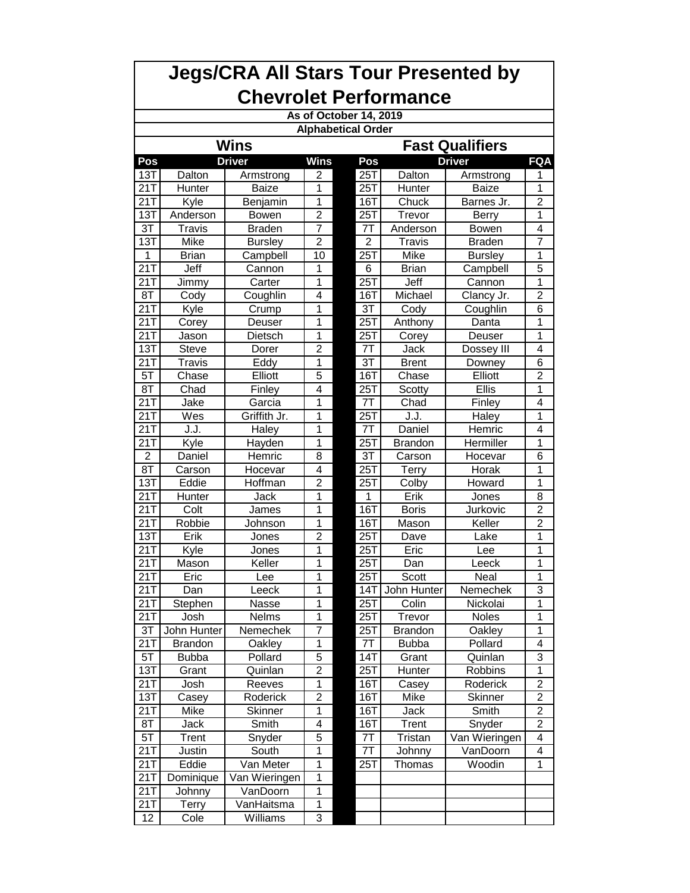# Jegs/CRA All Stars Tour Presented by Chevrolet Performance

**As of October 14, 2019**

**Alphabetical Order**

| Wins | | | | | Fast Qualifiers | | | |
|---|---|---|---|---|---|---|---|---|
| Pos | Driver | | Wins | | Pos | Driver | | FQA |
| 13T | Dalton | Armstrong | 2 | | 25T | Dalton | Armstrong | 1 |
| 21T | Hunter | Baize | 1 | | 25T | Hunter | Baize | 1 |
| 21T | Kyle | Benjamin | 1 | | 16T | Chuck | Barnes Jr. | 2 |
| 13T | Anderson | Bowen | 2 | | 25T | Trevor | Berry | 1 |
| 3T | Travis | Braden | 7 | | 7T | Anderson | Bowen | 4 |
| 13T | Mike | Bursley | 2 | | 2 | Travis | Braden | 7 |
| 1 | Brian | Campbell | 10 | | 25T | Mike | Bursley | 1 |
| 21T | Jeff | Cannon | 1 | | 6 | Brian | Campbell | 5 |
| 21T | Jimmy | Carter | 1 | | 25T | Jeff | Cannon | 1 |
| 8T | Cody | Coughlin | 4 | | 16T | Michael | Clancy Jr. | 2 |
| 21T | Kyle | Crump | 1 | | 3T | Cody | Coughlin | 6 |
| 21T | Corey | Deuser | 1 | | 25T | Anthony | Danta | 1 |
| 21T | Jason | Dietsch | 1 | | 25T | Corey | Deuser | 1 |
| 13T | Steve | Dorer | 2 | | 7T | Jack | Dossey III | 4 |
| 21T | Travis | Eddy | 1 | | 3T | Brent | Downey | 6 |
| 5T | Chase | Elliott | 5 | | 16T | Chase | Elliott | 2 |
| 8T | Chad | Finley | 4 | | 25T | Scotty | Ellis | 1 |
| 21T | Jake | Garcia | 1 | | 7T | Chad | Finley | 4 |
| 21T | Wes | Griffith Jr. | 1 | | 25T | J.J. | Haley | 1 |
| 21T | J.J. | Haley | 1 | | 7T | Daniel | Hemric | 4 |
| 21T | Kyle | Hayden | 1 | | 25T | Brandon | Hermiller | 1 |
| 2 | Daniel | Hemric | 8 | | 3T | Carson | Hocevar | 6 |
| 8T | Carson | Hocevar | 4 | | 25T | Terry | Horak | 1 |
| 13T | Eddie | Hoffman | 2 | | 25T | Colby | Howard | 1 |
| 21T | Hunter | Jack | 1 | | 1 | Erik | Jones | 8 |
| 21T | Colt | James | 1 | | 16T | Boris | Jurkovic | 2 |
| 21T | Robbie | Johnson | 1 | | 16T | Mason | Keller | 2 |
| 13T | Erik | Jones | 2 | | 25T | Dave | Lake | 1 |
| 21T | Kyle | Jones | 1 | | 25T | Eric | Lee | 1 |
| 21T | Mason | Keller | 1 | | 25T | Dan | Leeck | 1 |
| 21T | Eric | Lee | 1 | | 25T | Scott | Neal | 1 |
| 21T | Dan | Leeck | 1 | | 14T | John Hunter | Nemechek | 3 |
| 21T | Stephen | Nasse | 1 | | 25T | Colin | Nickolai | 1 |
| 21T | Josh | Nelms | 1 | | 25T | Trevor | Noles | 1 |
| 3T | John Hunter | Nemechek | 7 | | 25T | Brandon | Oakley | 1 |
| 21T | Brandon | Oakley | 1 | | 7T | Bubba | Pollard | 4 |
| 5T | Bubba | Pollard | 5 | | 14T | Grant | Quinlan | 3 |
| 13T | Grant | Quinlan | 2 | | 25T | Hunter | Robbins | 1 |
| 21T | Josh | Reeves | 1 | | 16T | Casey | Roderick | 2 |
| 13T | Casey | Roderick | 2 | | 16T | Mike | Skinner | 2 |
| 21T | Mike | Skinner | 1 | | 16T | Jack | Smith | 2 |
| 8T | Jack | Smith | 4 | | 16T | Trent | Snyder | 2 |
| 5T | Trent | Snyder | 5 | | 7T | Tristan | Van Wieringen | 4 |
| 21T | Justin | South | 1 | | 7T | Johnny | VanDoorn | 4 |
| 21T | Eddie | Van Meter | 1 | | 25T | Thomas | Woodin | 1 |
| 21T | Dominique | Van Wieringen | 1 | | | | | |
| 21T | Johnny | VanDoorn | 1 | | | | | |
| 21T | Terry | VanHaitsma | 1 | | | | | |
| 12 | Cole | Williams | 3 | | | | | |